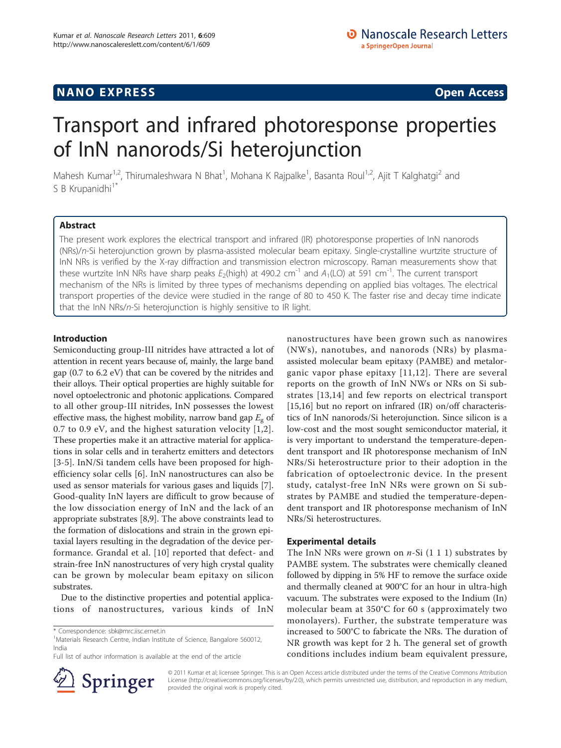NANO EXPRESS **Open Access**

# Transport and infrared photoresponse properties of InN nanorods/Si heterojunction

Mahesh Kumar[1,2], Thirumaleshwara N Bhat[1], Mohana K Rajpalke[1], Basanta Roul[1,2], Ajit T Kalghatgi[2] and S B Krupanidhi[1*]

## Abstract

The present work explores the electrical transport and infrared (IR) photoresponse properties of InN nanorods (NRs)/*n*-Si heterojunction grown by plasma-assisted molecular beam epitaxy. Single-crystalline wurtzite structure of InN NRs is verified by the X-ray diffraction and transmission electron microscopy. Raman measurements show that these wurtzite InN NRs have sharp peaks $E_2$(high) at 490.2 cm$^{-1}$ and $A_1$(LO) at 591 cm$^{-1}$. The current transport mechanism of the NRs is limited by three types of mechanisms depending on applied bias voltages. The electrical transport properties of the device were studied in the range of 80 to 450 K. The faster rise and decay time indicate that the InN NRs/*n*-Si heterojunction is highly sensitive to IR light.

## Introduction

Semiconducting group-III nitrides have attracted a lot of attention in recent years because of, mainly, the large band gap (0.7 to 6.2 eV) that can be covered by the nitrides and their alloys. Their optical properties are highly suitable for novel optoelectronic and photonic applications. Compared to all other group-III nitrides, InN possesses the lowest effective mass, the highest mobility, narrow band gap $E_g$ of 0.7 to 0.9 eV, and the highest saturation velocity [1,2]. These properties make it an attractive material for applications in solar cells and in terahertz emitters and detectors [3-5]. InN/Si tandem cells have been proposed for high-efficiency solar cells [6]. InN nanostructures can also be used as sensor materials for various gases and liquids [7]. Good-quality InN layers are difficult to grow because of the low dissociation energy of InN and the lack of an appropriate substrates [8,9]. The above constraints lead to the formation of dislocations and strain in the grown epitaxial layers resulting in the degradation of the device performance. Grandal et al. [10] reported that defect- and strain-free InN nanostructures of very high crystal quality can be grown by molecular beam epitaxy on silicon substrates.

Due to the distinctive properties and potential applications of nanostructures, various kinds of InN nanostructures have been grown such as nanowires (NWs), nanotubes, and nanorods (NRs) by plasma-assisted molecular beam epitaxy (PAMBE) and metalorganic vapor phase epitaxy [11,12]. There are several reports on the growth of InN NWs or NRs on Si substrates [13,14] and few reports on electrical transport [15,16] but no report on infrared (IR) on/off characteristics of InN nanorods/Si heterojunction. Since silicon is a low-cost and the most sought semiconductor material, it is very important to understand the temperature-dependent transport and IR photoresponse mechanism of InN NRs/Si heterostructure prior to their adoption in the fabrication of optoelectronic device. In the present study, catalyst-free InN NRs were grown on Si substrates by PAMBE and studied the temperature-dependent transport and IR photoresponse mechanism of InN NRs/Si heterostructures.

## Experimental details

The InN NRs were grown on *n*-Si (1 1 1) substrates by PAMBE system. The substrates were chemically cleaned followed by dipping in 5% HF to remove the surface oxide and thermally cleaned at 900°C for an hour in ultra-high vacuum. The substrates were exposed to the Indium (In) molecular beam at 350°C for 60 s (approximately two monolayers). Further, the substrate temperature was increased to 500°C to fabricate the NRs. The duration of NR growth was kept for 2 h. The general set of growth conditions includes indium beam equivalent pressure,

\* Correspondence: sbk@mrc.iisc.ernet.in
[1]Materials Research Centre, Indian Institute of Science, Bangalore 560012, India
Full list of author information is available at the end of the article

© 2011 Kumar et al; licensee Springer. This is an Open Access article distributed under the terms of the Creative Commons Attribution License (http://creativecommons.org/licenses/by/2.0), which permits unrestricted use, distribution, and reproduction in any medium, provided the original work is properly cited.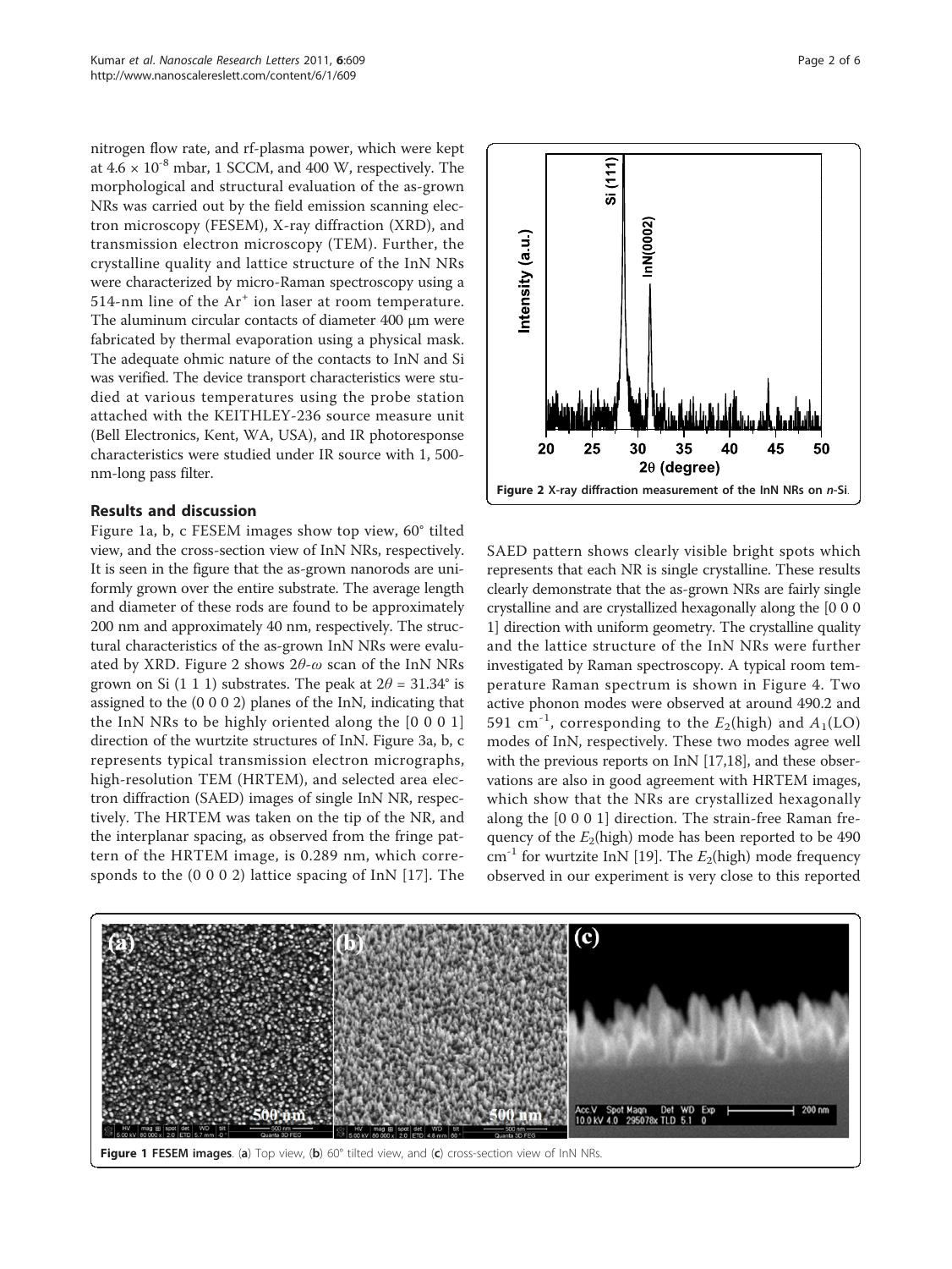nitrogen flow rate, and rf-plasma power, which were kept at $4.6 \times 10^{-8}$ mbar, 1 SCCM, and 400 W, respectively. The morphological and structural evaluation of the as-grown NRs was carried out by the field emission scanning electron microscopy (FESEM), X-ray diffraction (XRD), and transmission electron microscopy (TEM). Further, the crystalline quality and lattice structure of the InN NRs were characterized by micro-Raman spectroscopy using a 514-nm line of the $Ar^+$ ion laser at room temperature. The aluminum circular contacts of diameter 400 μm were fabricated by thermal evaporation using a physical mask. The adequate ohmic nature of the contacts to InN and Si was verified. The device transport characteristics were studied at various temperatures using the probe station attached with the KEITHLEY-236 source measure unit (Bell Electronics, Kent, WA, USA), and IR photoresponse characteristics were studied under IR source with 1, 500-nm-long pass filter.

## Results and discussion

Figure 1a, b, c FESEM images show top view, 60° tilted view, and the cross-section view of InN NRs, respectively. It is seen in the figure that the as-grown nanorods are uniformly grown over the entire substrate. The average length and diameter of these rods are found to be approximately 200 nm and approximately 40 nm, respectively. The structural characteristics of the as-grown InN NRs were evaluated by XRD. Figure 2 shows $2\theta$-$\omega$ scan of the InN NRs grown on Si (1 1 1) substrates. The peak at $2\theta = 31.34°$ is assigned to the (0 0 0 2) planes of the InN, indicating that the InN NRs to be highly oriented along the [0 0 0 1] direction of the wurtzite structures of InN. Figure 3a, b, c represents typical transmission electron micrographs, high-resolution TEM (HRTEM), and selected area electron diffraction (SAED) images of single InN NR, respectively. The HRTEM was taken on the tip of the NR, and the interplanar spacing, as observed from the fringe pattern of the HRTEM image, is 0.289 nm, which corresponds to the (0 0 0 2) lattice spacing of InN [17]. The SAED pattern shows clearly visible bright spots which represents that each NR is single crystalline. These results clearly demonstrate that the as-grown NRs are fairly single crystalline and are crystallized hexagonally along the [0 0 0 1] direction with uniform geometry. The crystalline quality and the lattice structure of the InN NRs were further investigated by Raman spectroscopy. A typical room temperature Raman spectrum is shown in Figure 4. Two active phonon modes were observed at around 490.2 and 591 $cm^{-1}$, corresponding to the $E_2$(high) and $A_1$(LO) modes of InN, respectively. These two modes agree well with the previous reports on InN [17,18], and these observations are also in good agreement with HRTEM images, which show that the NRs are crystallized hexagonally along the [0 0 0 1] direction. The strain-free Raman frequency of the $E_2$(high) mode has been reported to be 490 $cm^{-1}$ for wurtzite InN [19]. The $E_2$(high) mode frequency observed in our experiment is very close to this reported

**Figure 2 X-ray diffraction measurement of the InN NRs on *n*-Si.**

**Figure 1 FESEM images.** (**a**) Top view, (**b**) 60° tilted view, and (**c**) cross-section view of InN NRs.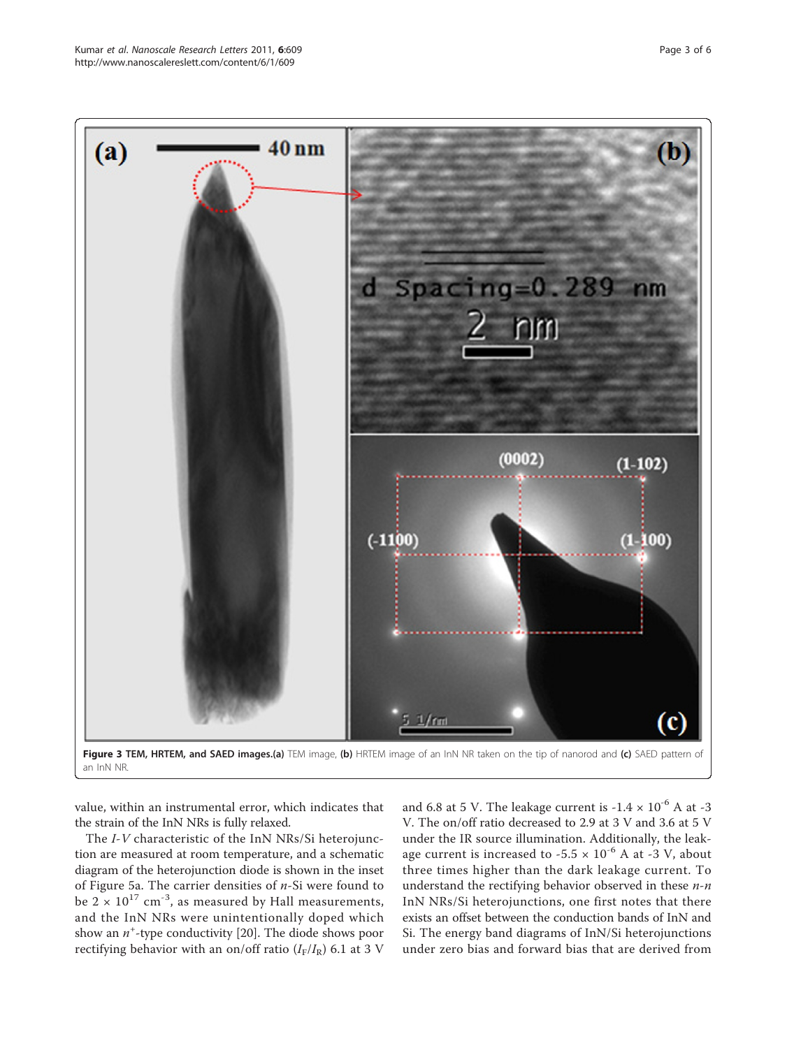**Figure 3 TEM, HRTEM, and SAED images.(a)** TEM image, **(b)** HRTEM image of an InN NR taken on the tip of nanorod and **(c)** SAED pattern of an InN NR.

value, within an instrumental error, which indicates that the strain of the InN NRs is fully relaxed.

The *I-V* characteristic of the InN NRs/Si heterojunction are measured at room temperature, and a schematic diagram of the heterojunction diode is shown in the inset of Figure 5a. The carrier densities of *n*-Si were found to be $2 \times 10^{17}$ $cm^{-3}$, as measured by Hall measurements, and the InN NRs were unintentionally doped which show an $n^+$-type conductivity [20]. The diode shows poor rectifying behavior with an on/off ratio ($I_F/I_R$) 6.1 at 3 V and 6.8 at 5 V. The leakage current is $-1.4 \times 10^{-6}$ A at -3 V. The on/off ratio decreased to 2.9 at 3 V and 3.6 at 5 V under the IR source illumination. Additionally, the leakage current is increased to $-5.5 \times 10^{-6}$ A at -3 V, about three times higher than the dark leakage current. To understand the rectifying behavior observed in these *n-n* InN NRs/Si heterojunctions, one first notes that there exists an offset between the conduction bands of InN and Si. The energy band diagrams of InN/Si heterojunctions under zero bias and forward bias that are derived from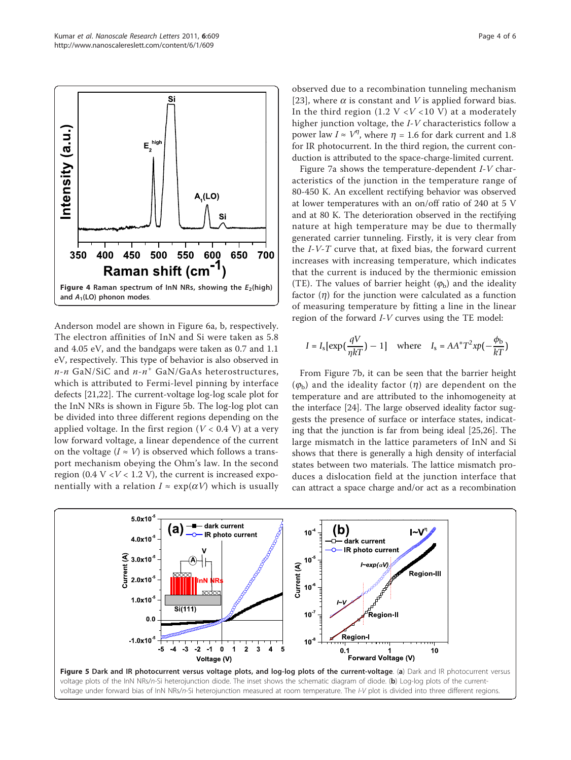Figure 4 Raman spectrum of InN NRs, showing the $E_2$(high) and $A_1$(LO) phonon modes.

Anderson model are shown in Figure 6a, b, respectively. The electron affinities of InN and Si were taken as 5.8 and 4.05 eV, and the bandgaps were taken as 0.7 and 1.1 eV, respectively. This type of behavior is also observed in *n-n* GaN/SiC and $n$-$n^+$ GaN/GaAs heterostructures, which is attributed to Fermi-level pinning by interface defects [21,22]. The current-voltage log-log scale plot for the InN NRs is shown in Figure 5b. The log-log plot can be divided into three different regions depending on the applied voltage. In the first region ($V < 0.4$ V) at a very low forward voltage, a linear dependence of the current on the voltage ($I \approx V$) is observed which follows a transport mechanism obeying the Ohm's law. In the second region (0.4 V $< V <$ 1.2 V), the current is increased exponentially with a relation $I \approx \exp(\alpha V)$ which is usually observed due to a recombination tunneling mechanism [23], where $\alpha$ is constant and $V$ is applied forward bias. In the third region (1.2 V $< V <$ 10 V) at a moderately higher junction voltage, the *I-V* characteristics follow a power law $I \approx V^{\eta}$, where $\eta$ = 1.6 for dark current and 1.8 for IR photocurrent. In the third region, the current conduction is attributed to the space-charge-limited current.

Figure 7a shows the temperature-dependent *I-V* characteristics of the junction in the temperature range of 80-450 K. An excellent rectifying behavior was observed at lower temperatures with an on/off ratio of 240 at 5 V and at 80 K. The deterioration observed in the rectifying nature at high temperature may be due to thermally generated carrier tunneling. Firstly, it is very clear from the *I-V-T* curve that, at fixed bias, the forward current increases with increasing temperature, which indicates that the current is induced by the thermionic emission (TE). The values of barrier height ($\varphi_b$) and the ideality factor ($\eta$) for the junction were calculated as a function of measuring temperature by fitting a line in the linear region of the forward *I-V* curves using the TE model:

$$I = I_s[\exp(\frac{qV}{\eta kT}) - 1] \quad \text{where} \quad I_s = AA^*T^2xp(-\frac{\phi_b}{kT})$$

From Figure 7b, it can be seen that the barrier height ($\varphi_b$) and the ideality factor ($\eta$) are dependent on the temperature and are attributed to the inhomogeneity at the interface [24]. The large observed ideality factor suggests the presence of surface or interface states, indicating that the junction is far from being ideal [25,26]. The large mismatch in the lattice parameters of InN and Si shows that there is generally a high density of interfacial states between two materials. The lattice mismatch produces a dislocation field at the junction interface that can attract a space charge and/or act as a recombination

Figure 5 Dark and IR photocurrent versus voltage plots, and log-log plots of the current-voltage. (a) Dark and IR photocurrent versus voltage plots of the InN NRs/n-Si heterojunction diode. The inset shows the schematic diagram of diode. (b) Log-log plots of the current-voltage under forward bias of InN NRs/n-Si heterojunction measured at room temperature. The *I-V* plot is divided into three different regions.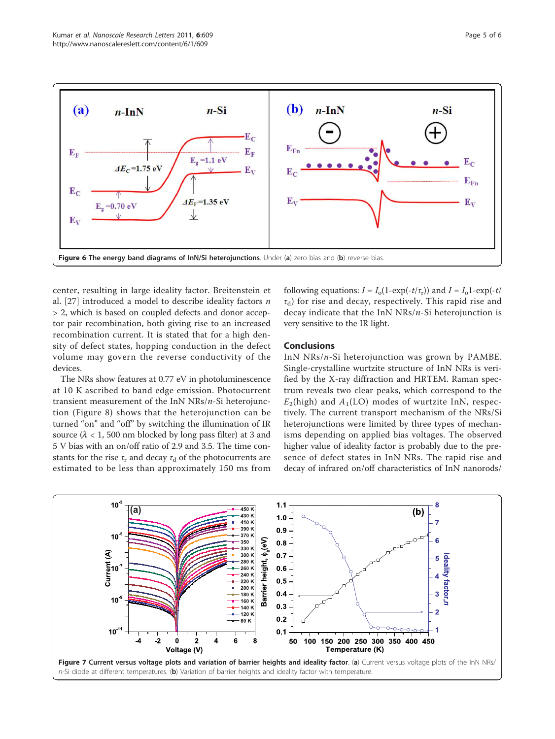**Figure 6 The energy band diagrams of InN/Si heterojunctions**. Under (**a**) zero bias and (**b**) reverse bias.

center, resulting in large ideality factor. Breitenstein et al. [27] introduced a model to describe ideality factors $n > 2$, which is based on coupled defects and donor acceptor pair recombination, both giving rise to an increased recombination current. It is stated that for a high density of defect states, hopping conduction in the defect volume may govern the reverse conductivity of the devices.

The NRs show features at 0.77 eV in photoluminescence at 10 K ascribed to band edge emission. Photocurrent transient measurement of the InN NRs/*n*-Si heterojunction (Figure 8) shows that the heterojunction can be turned "on" and "off" by switching the illumination of IR source ($\lambda$ < 1, 500 nm blocked by long pass filter) at 3 and 5 V bias with an on/off ratio of 2.9 and 3.5. The time constants for the rise $\tau_r$ and decay $\tau_d$ of the photocurrents are estimated to be less than approximately 150 ms from following equations: $I = I_o(1\text{-exp}(-t/\tau_r))$ and $I = I_o1\text{-exp}(-t/\tau_d)$ for rise and decay, respectively. This rapid rise and decay indicate that the InN NRs/*n*-Si heterojunction is very sensitive to the IR light.

## Conclusions

InN NRs/*n*-Si heterojunction was grown by PAMBE. Single-crystalline wurtzite structure of InN NRs is verified by the X-ray diffraction and HRTEM. Raman spectrum reveals two clear peaks, which correspond to the $E_2$(high) and $A_1$(LO) modes of wurtzite InN, respectively. The current transport mechanism of the NRs/Si heterojunctions were limited by three types of mechanisms depending on applied bias voltages. The observed higher value of ideality factor is probably due to the presence of defect states in InN NRs. The rapid rise and decay of infrared on/off characteristics of InN nanorods/

**Figure 7 Current versus voltage plots and variation of barrier heights and ideality factor**. (**a**) Current versus voltage plots of the InN NRs/*n*-Si diode at different temperatures. (**b**) Variation of barrier heights and ideality factor with temperature.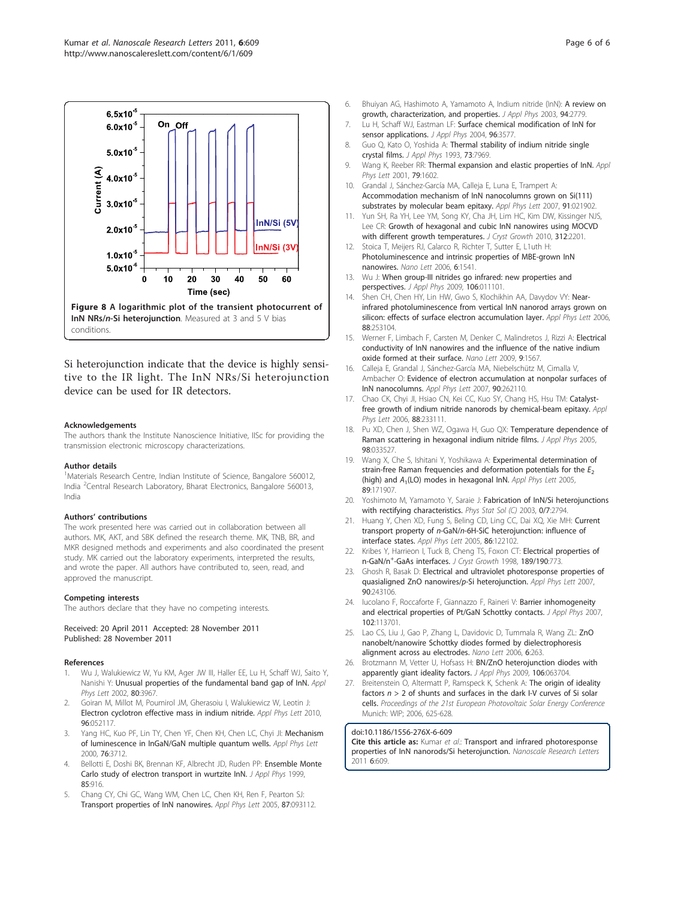6.5x10$^{-5}$
6.0x10$^{-5}$
5.0x10$^{-5}$
4.0x10$^{-5}$
3.0x10$^{-5}$
2.0x10$^{-5}$
1.0x10$^{-5}$
5.0x10$^{-6}$
Current (A)
On Off
InN/Si (5V)
InN/Si (3V)
0 10 20 30 40 50 60
Time (sec)

**Figure 8 A logarithmic plot of the transient photocurrent of InN NRs/n-Si heterojunction**. Measured at 3 and 5 V bias conditions.

Si heterojunction indicate that the device is highly sensitive to the IR light. The InN NRs/Si heterojunction device can be used for IR detectors.

### Acknowledgements

The authors thank the Institute Nanoscience Initiative, IISc for providing the transmission electronic microscopy characterizations.

### Author details

[1]Materials Research Centre, Indian Institute of Science, Bangalore 560012, India [2]Central Research Laboratory, Bharat Electronics, Bangalore 560013, India

### Authors' contributions

The work presented here was carried out in collaboration between all authors. MK, AKT, and SBK defined the research theme. MK, TNB, BR, and MKR designed methods and experiments and also coordinated the present study. MK carried out the laboratory experiments, interpreted the results, and wrote the paper. All authors have contributed to, seen, read, and approved the manuscript.

### Competing interests

The authors declare that they have no competing interests.

Received: 20 April 2011 Accepted: 28 November 2011
Published: 28 November 2011

### References

1. Wu J, Walukiewicz W, Yu KM, Ager JW III, Haller EE, Lu H, Schaff WJ, Saito Y, Nanishi Y: **Unusual properties of the fundamental band gap of InN.** *Appl Phys Lett* 2002, **80**:3967.
2. Goiran M, Millot M, Poumirol JM, Gherasoiu I, Walukiewicz W, Leotin J: **Electron cyclotron effective mass in indium nitride.** *Appl Phys Lett* 2010, **96**:052117.
3. Yang HC, Kuo PF, Lin TY, Chen YF, Chen KH, Chen LC, Chyi JI: **Mechanism of luminescence in InGaN/GaN multiple quantum wells.** *Appl Phys Lett* 2000, **76**:3712.
4. Bellotti E, Doshi BK, Brennan KF, Albrecht JD, Ruden PP: **Ensemble Monte Carlo study of electron transport in wurtzite InN.** *J Appl Phys* 1999, **85**:916.
5. Chang CY, Chi GC, Wang WM, Chen LC, Chen KH, Ren F, Pearton SJ: **Transport properties of InN nanowires.** *Appl Phys Lett* 2005, **87**:093112.
6. Bhuiyan AG, Hashimoto A, Yamamoto A, Indium nitride (InN): **A review on growth, characterization, and properties.** *J Appl Phys* 2003, **94**:2779.
7. Lu H, Schaff WJ, Eastman LF: **Surface chemical modification of InN for sensor applications.** *J Appl Phys* 2004, **96**:3577.
8. Guo Q, Kato O, Yoshida A: **Thermal stability of indium nitride single crystal films.** *J Appl Phys* 1993, **73**:7969.
9. Wang K, Reeber RR: **Thermal expansion and elastic properties of InN.** *Appl Phys Lett* 2001, **79**:1602.
10. Grandal J, Sánchez-García MA, Calleja E, Luna E, Trampert A: **Accommodation mechanism of InN nanocolumns grown on Si(111) substrates by molecular beam epitaxy.** *Appl Phys Lett* 2007, **91**:021902.
11. Yun SH, Ra YH, Lee YM, Song KY, Cha JH, Lim HC, Kim DW, Kissinger NJS, Lee CR: **Growth of hexagonal and cubic InN nanowires using MOCVD with different growth temperatures.** *J Cryst Growth* 2010, **312**:2201.
12. Stoica T, Meijers RJ, Calarco R, Richter T, Sutter E, L1uth H: **Photoluminescence and intrinsic properties of MBE-grown InN nanowires.** *Nano Lett* 2006, **6**:1541.
13. Wu J: **When group-III nitrides go infrared: new properties and perspectives.** *J Appl Phys* 2009, **106**:011101.
14. Shen CH, Chen HY, Lin HW, Gwo S, Klochikhin AA, Davydov VY: **Near-infrared photoluminescence from vertical InN nanorod arrays grown on silicon: effects of surface electron accumulation layer.** *Appl Phys Lett* 2006, **88**:253104.
15. Werner F, Limbach F, Carsten M, Denker C, Malindretos J, Rizzi A: **Electrical conductivity of InN nanowires and the influence of the native indium oxide formed at their surface.** *Nano Lett* 2009, **9**:1567.
16. Calleja E, Grandal J, Sánchez-García MA, Niebelschütz M, Cimalla V, Ambacher O: **Evidence of electron accumulation at nonpolar surfaces of InN nanocolumns.** *Appl Phys Lett* 2007, **90**:262110.
17. Chao CK, Chyi JI, Hsiao CN, Kei CC, Kuo SY, Chang HS, Hsu TM: **Catalyst-free growth of indium nitride nanorods by chemical-beam epitaxy.** *Appl Phys Lett* 2006, **88**:233111.
18. Pu XD, Chen J, Shen WZ, Ogawa H, Guo QX: **Temperature dependence of Raman scattering in hexagonal indium nitride films.** *J Appl Phys* 2005, **98**:033527.
19. Wang X, Che S, Ishitani Y, Yoshikawa A: **Experimental determination of strain-free Raman frequencies and deformation potentials for the $E_2$ (high) and $A_1$(LO) modes in hexagonal InN.** *Appl Phys Lett* 2005, **89**:171907.
20. Yoshimoto M, Yamamoto Y, Saraie J: **Fabrication of InN/Si heterojunctions with rectifying characteristics.** *Phys Stat Sol (C)* 2003, **0/7**:2794.
21. Huang Y, Chen XD, Fung S, Beling CD, Ling CC, Dai XQ, Xie MH: **Current transport property of n-GaN/n-6H-SiC heterojunction: influence of interface states.** *Appl Phys Lett* 2005, **86**:122102.
22. Kribes Y, Harrieon I, Tuck B, Cheng TS, Foxon CT: **Electrical properties of n-GaN/n$^+$-GaAs interfaces.** *J Cryst Growth* 1998, **189/190**:773.
23. Ghosh R, Basak D: **Electrical and ultraviolet photoresponse properties of quasialigned ZnO nanowires/p-Si heterojunction.** *Appl Phys Lett* 2007, **90**:243106.
24. Iucolano F, Roccaforte F, Giannazzo F, Raineri V: **Barrier inhomogeneity and electrical properties of Pt/GaN Schottky contacts.** *J Appl Phys* 2007, **102**:113701.
25. Lao CS, Liu J, Gao P, Zhang L, Davidovic D, Tummala R, Wang ZL: **ZnO nanobelt/nanowire Schottky diodes formed by dielectrophoresis alignment across au electrodes.** *Nano Lett* 2006, **6**:263.
26. Brotzmann M, Vetter U, Hofsass H: **BN/ZnO heterojunction diodes with apparently giant ideality factors.** *J Appl Phys* 2009, **106**:063704.
27. Breitenstein O, Altermatt P, Ramspeck K, Schenk A: **The origin of ideality factors n > 2 of shunts and surfaces in the dark I-V curves of Si solar cells.** *Proceedings of the 21st European Photovoltaic Solar Energy Conference* Munich: WIP; 2006, 625-628.

doi:10.1186/1556-276X-6-609
**Cite this article as:** Kumar *et al.*: Transport and infrared photoresponse properties of InN nanorods/Si heterojunction. *Nanoscale Research Letters* 2011 **6**:609.